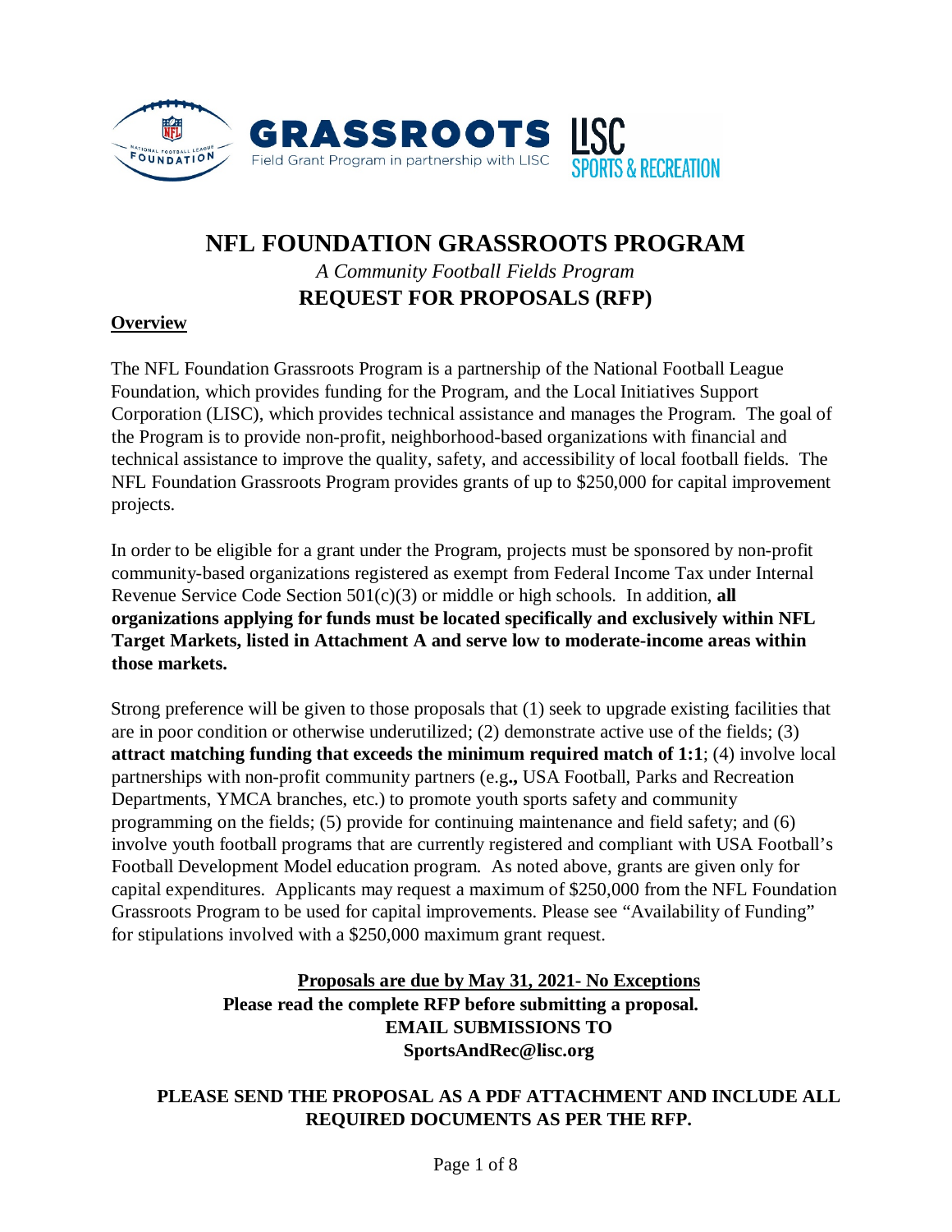# NFL FOUNDATION GRASSROOTS PROGRAM

*A Community Football Fields Program*

## REQUEST FOR PROPOSALS (RFP)

**Overview**

The NFL Foundation Grassroots Program is a partnership of the National Football League Foundation, which provides funding for the Program, and the Local Initiatives Support Corporation (LISC), which provides technical assistance and manages the Program. The goal of the Program is to provide non-profit, neighborhood-based organizations with financial and technical assistance to improve the quality, safety, and accessibility of local football fields. The NFL Foundation Grassroots Program provides grants of up to $250,000 for capital improvement projects.

In order to be eligible for a grant under the Program, projects must be sponsored by non-profit community-based organizations registered as exempt from Federal Income Tax under Internal Revenue Service Code Section 501(c)(3) or middle or high schools. In addition, **all organizations applying for funds must be located specifically and exclusively within NFL Target Markets, listed in Attachment A and serve low to moderate-income areas within those markets.**

Strong preference will be given to those proposals that (1) seek to upgrade existing facilities that are in poor condition or otherwise underutilized; (2) demonstrate active use of the fields; (3) **attract matching funding that exceeds the minimum required match of 1:1**; (4) involve local partnerships with non-profit community partners (e.g**.,** USA Football, Parks and Recreation Departments, YMCA branches, etc.) to promote youth sports safety and community programming on the fields; (5) provide for continuing maintenance and field safety; and (6) involve youth football programs that are currently registered and compliant with USA Football's Football Development Model education program. As noted above, grants are given only for capital expenditures. Applicants may request a maximum of $250,000 from the NFL Foundation Grassroots Program to be used for capital improvements. Please see "Availability of Funding" for stipulations involved with a $250,000 maximum grant request.

**Proposals are due by May 31, 2021- No Exceptions**
**Please read the complete RFP before submitting a proposal.**
**EMAIL SUBMISSIONS TO**
**SportsAndRec@lisc.org**

**PLEASE SEND THE PROPOSAL AS A PDF ATTACHMENT AND INCLUDE ALL REQUIRED DOCUMENTS AS PER THE RFP.**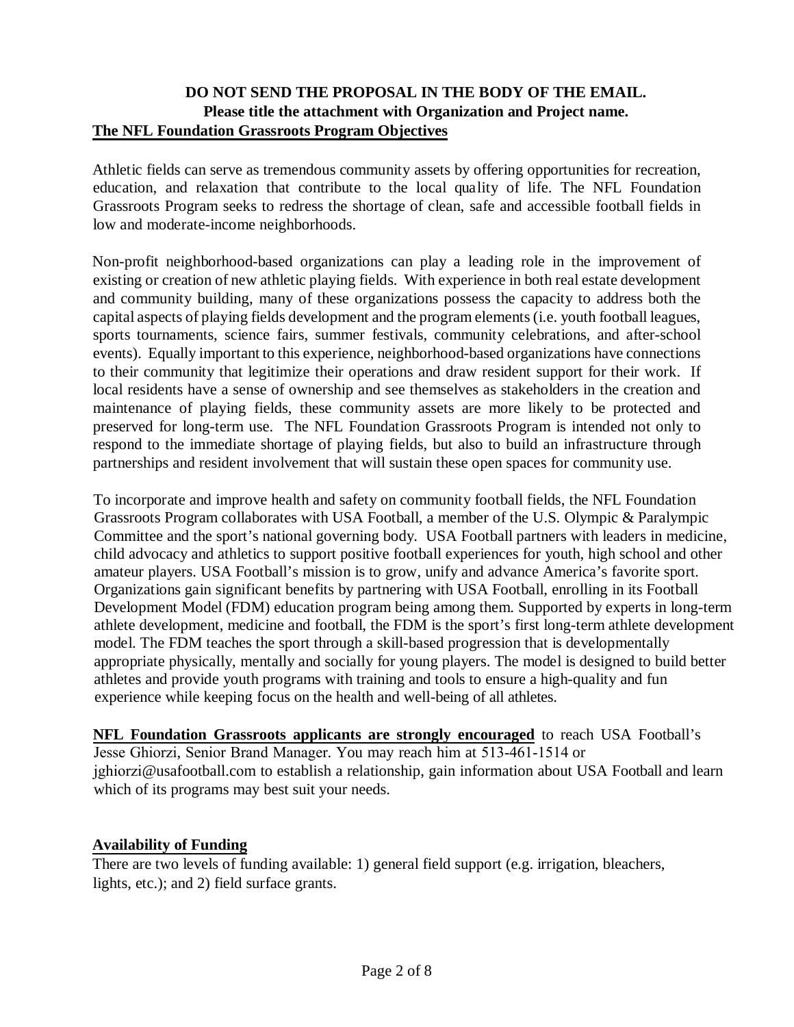**DO NOT SEND THE PROPOSAL IN THE BODY OF THE EMAIL.**
**Please title the attachment with Organization and Project name.**

## The NFL Foundation Grassroots Program Objectives

Athletic fields can serve as tremendous community assets by offering opportunities for recreation, education, and relaxation that contribute to the local quality of life. The NFL Foundation Grassroots Program seeks to redress the shortage of clean, safe and accessible football fields in low and moderate-income neighborhoods.

Non-profit neighborhood-based organizations can play a leading role in the improvement of existing or creation of new athletic playing fields. With experience in both real estate development and community building, many of these organizations possess the capacity to address both the capital aspects of playing fields development and the program elements (i.e. youth football leagues, sports tournaments, science fairs, summer festivals, community celebrations, and after-school events). Equally important to this experience, neighborhood-based organizations have connections to their community that legitimize their operations and draw resident support for their work. If local residents have a sense of ownership and see themselves as stakeholders in the creation and maintenance of playing fields, these community assets are more likely to be protected and preserved for long-term use. The NFL Foundation Grassroots Program is intended not only to respond to the immediate shortage of playing fields, but also to build an infrastructure through partnerships and resident involvement that will sustain these open spaces for community use.

To incorporate and improve health and safety on community football fields, the NFL Foundation Grassroots Program collaborates with USA Football, a member of the U.S. Olympic & Paralympic Committee and the sport's national governing body. USA Football partners with leaders in medicine, child advocacy and athletics to support positive football experiences for youth, high school and other amateur players. USA Football's mission is to grow, unify and advance America's favorite sport. Organizations gain significant benefits by partnering with USA Football, enrolling in its Football Development Model (FDM) education program being among them. Supported by experts in long-term athlete development, medicine and football, the FDM is the sport's first long-term athlete development model. The FDM teaches the sport through a skill-based progression that is developmentally appropriate physically, mentally and socially for young players. The model is designed to build better athletes and provide youth programs with training and tools to ensure a high-quality and fun experience while keeping focus on the health and well-being of all athletes.

**NFL Foundation Grassroots applicants are strongly encouraged** to reach USA Football's Jesse Ghiorzi, Senior Brand Manager. You may reach him at 513-461-1514 or jghiorzi@usafootball.com to establish a relationship, gain information about USA Football and learn which of its programs may best suit your needs.

## Availability of Funding

There are two levels of funding available: 1) general field support (e.g. irrigation, bleachers, lights, etc.); and 2) field surface grants.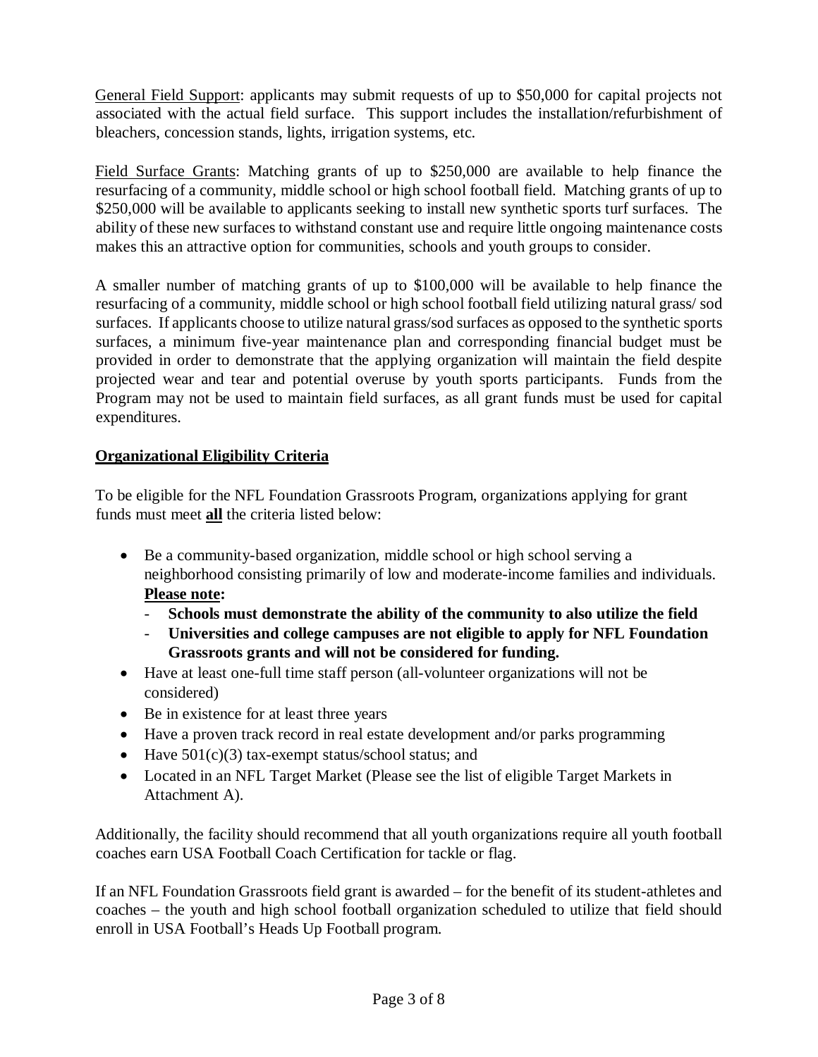<u>General Field Support</u>: applicants may submit requests of up to $50,000 for capital projects not associated with the actual field surface. This support includes the installation/refurbishment of bleachers, concession stands, lights, irrigation systems, etc.

<u>Field Surface Grants</u>: Matching grants of up to $250,000 are available to help finance the resurfacing of a community, middle school or high school football field. Matching grants of up to $250,000 will be available to applicants seeking to install new synthetic sports turf surfaces. The ability of these new surfaces to withstand constant use and require little ongoing maintenance costs makes this an attractive option for communities, schools and youth groups to consider.

A smaller number of matching grants of up to $100,000 will be available to help finance the resurfacing of a community, middle school or high school football field utilizing natural grass/ sod surfaces. If applicants choose to utilize natural grass/sod surfaces as opposed to the synthetic sports surfaces, a minimum five-year maintenance plan and corresponding financial budget must be provided in order to demonstrate that the applying organization will maintain the field despite projected wear and tear and potential overuse by youth sports participants. Funds from the Program may not be used to maintain field surfaces, as all grant funds must be used for capital expenditures.

## Organizational Eligibility Criteria

To be eligible for the NFL Foundation Grassroots Program, organizations applying for grant funds must meet **all** the criteria listed below:

- Be a community-based organization, middle school or high school serving a neighborhood consisting primarily of low and moderate-income families and individuals. **Please note:**
  - **Schools must demonstrate the ability of the community to also utilize the field**
  - **Universities and college campuses are not eligible to apply for NFL Foundation Grassroots grants and will not be considered for funding.**
- Have at least one-full time staff person (all-volunteer organizations will not be considered)
- Be in existence for at least three years
- Have a proven track record in real estate development and/or parks programming
- Have 501(c)(3) tax-exempt status/school status; and
- Located in an NFL Target Market (Please see the list of eligible Target Markets in Attachment A).

Additionally, the facility should recommend that all youth organizations require all youth football coaches earn USA Football Coach Certification for tackle or flag.

If an NFL Foundation Grassroots field grant is awarded – for the benefit of its student-athletes and coaches – the youth and high school football organization scheduled to utilize that field should enroll in USA Football's Heads Up Football program.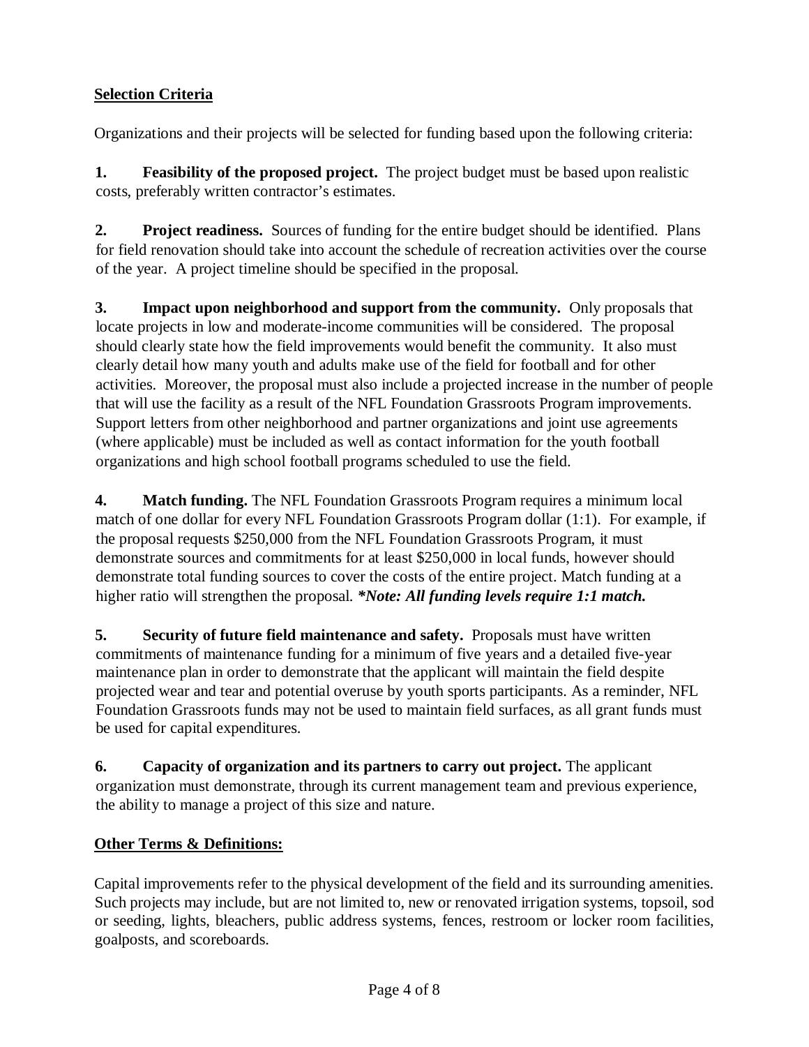**Selection Criteria**

Organizations and their projects will be selected for funding based upon the following criteria:

**1. Feasibility of the proposed project.** The project budget must be based upon realistic costs, preferably written contractor's estimates.

**2. Project readiness.** Sources of funding for the entire budget should be identified. Plans for field renovation should take into account the schedule of recreation activities over the course of the year. A project timeline should be specified in the proposal.

**3. Impact upon neighborhood and support from the community.** Only proposals that locate projects in low and moderate-income communities will be considered. The proposal should clearly state how the field improvements would benefit the community. It also must clearly detail how many youth and adults make use of the field for football and for other activities. Moreover, the proposal must also include a projected increase in the number of people that will use the facility as a result of the NFL Foundation Grassroots Program improvements. Support letters from other neighborhood and partner organizations and joint use agreements (where applicable) must be included as well as contact information for the youth football organizations and high school football programs scheduled to use the field.

**4. Match funding.** The NFL Foundation Grassroots Program requires a minimum local match of one dollar for every NFL Foundation Grassroots Program dollar (1:1). For example, if the proposal requests $250,000 from the NFL Foundation Grassroots Program, it must demonstrate sources and commitments for at least $250,000 in local funds, however should demonstrate total funding sources to cover the costs of the entire project. Match funding at a higher ratio will strengthen the proposal. ***\*Note: All funding levels require 1:1 match.***

**5. Security of future field maintenance and safety.** Proposals must have written commitments of maintenance funding for a minimum of five years and a detailed five-year maintenance plan in order to demonstrate that the applicant will maintain the field despite projected wear and tear and potential overuse by youth sports participants. As a reminder, NFL Foundation Grassroots funds may not be used to maintain field surfaces, as all grant funds must be used for capital expenditures.

**6. Capacity of organization and its partners to carry out project.** The applicant organization must demonstrate, through its current management team and previous experience, the ability to manage a project of this size and nature.

**Other Terms & Definitions:**

Capital improvements refer to the physical development of the field and its surrounding amenities. Such projects may include, but are not limited to, new or renovated irrigation systems, topsoil, sod or seeding, lights, bleachers, public address systems, fences, restroom or locker room facilities, goalposts, and scoreboards.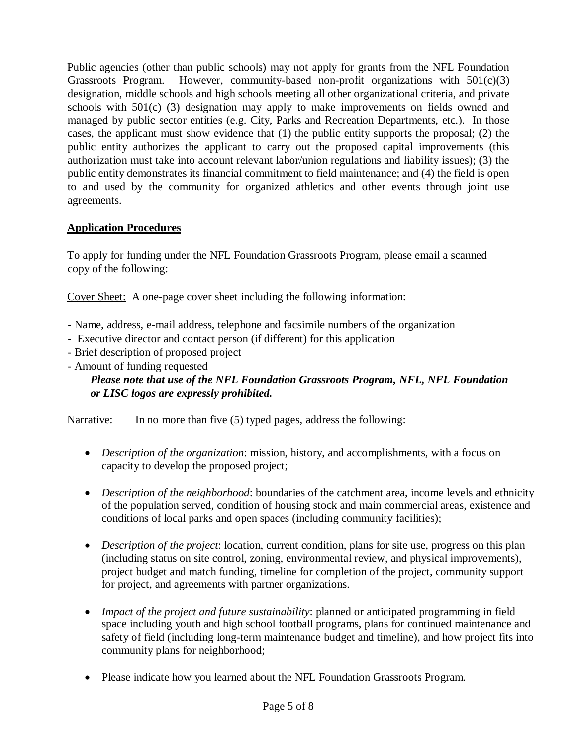Public agencies (other than public schools) may not apply for grants from the NFL Foundation Grassroots Program. However, community-based non-profit organizations with 501(c)(3) designation, middle schools and high schools meeting all other organizational criteria, and private schools with 501(c) (3) designation may apply to make improvements on fields owned and managed by public sector entities (e.g. City, Parks and Recreation Departments, etc.). In those cases, the applicant must show evidence that (1) the public entity supports the proposal; (2) the public entity authorizes the applicant to carry out the proposed capital improvements (this authorization must take into account relevant labor/union regulations and liability issues); (3) the public entity demonstrates its financial commitment to field maintenance; and (4) the field is open to and used by the community for organized athletics and other events through joint use agreements.

## Application Procedures

To apply for funding under the NFL Foundation Grassroots Program, please email a scanned copy of the following:

Cover Sheet: A one-page cover sheet including the following information:

- Name, address, e-mail address, telephone and facsimile numbers of the organization
- Executive director and contact person (if different) for this application
- Brief description of proposed project
- Amount of funding requested

***Please note that use of the NFL Foundation Grassroots Program, NFL, NFL Foundation or LISC logos are expressly prohibited.***

Narrative: In no more than five (5) typed pages, address the following:

- *Description of the organization*: mission, history, and accomplishments, with a focus on capacity to develop the proposed project;
- *Description of the neighborhood*: boundaries of the catchment area, income levels and ethnicity of the population served, condition of housing stock and main commercial areas, existence and conditions of local parks and open spaces (including community facilities);
- *Description of the project*: location, current condition, plans for site use, progress on this plan (including status on site control, zoning, environmental review, and physical improvements), project budget and match funding, timeline for completion of the project, community support for project, and agreements with partner organizations.
- *Impact of the project and future sustainability*: planned or anticipated programming in field space including youth and high school football programs, plans for continued maintenance and safety of field (including long-term maintenance budget and timeline), and how project fits into community plans for neighborhood;
- Please indicate how you learned about the NFL Foundation Grassroots Program.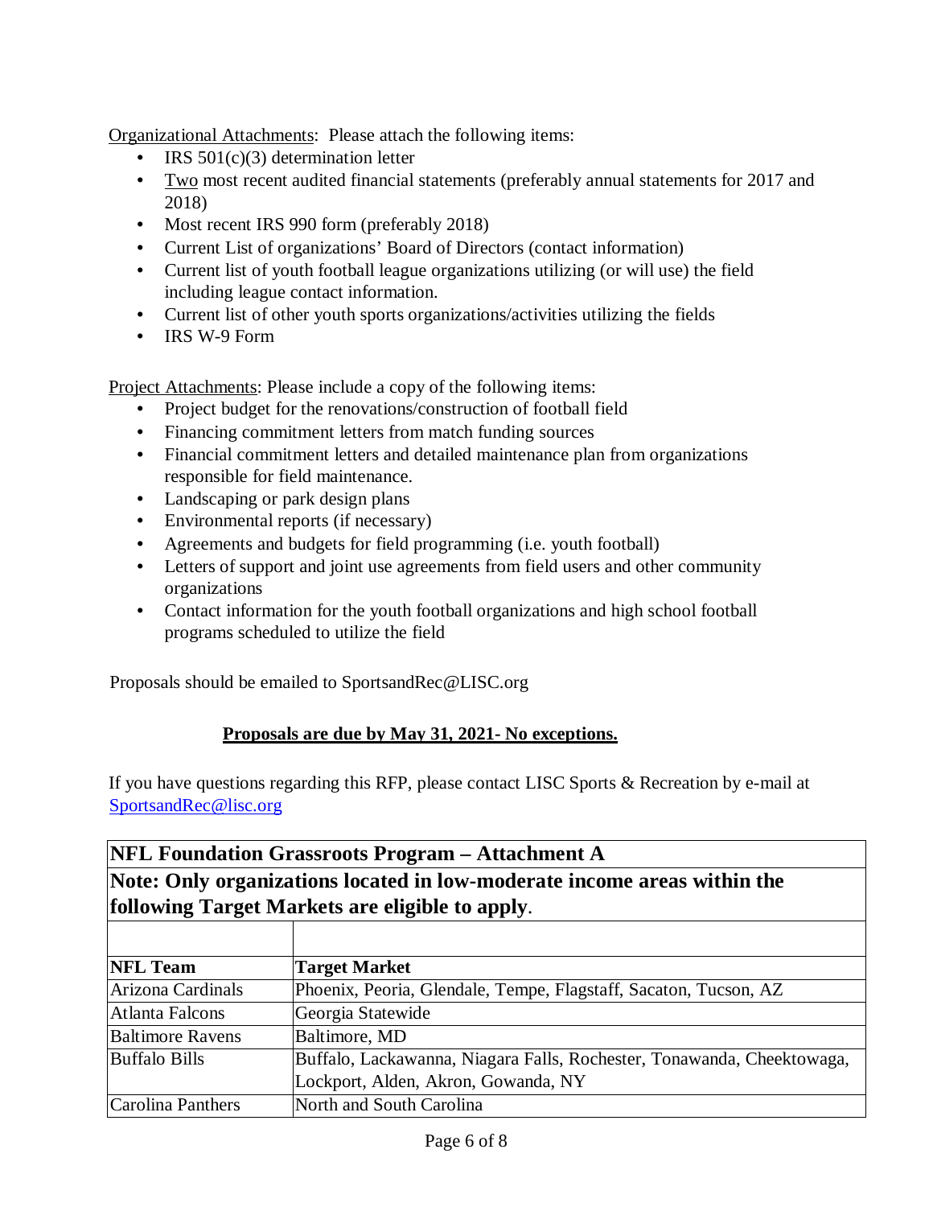Organizational Attachments: Please attach the following items:

- IRS 501(c)(3) determination letter
- Two most recent audited financial statements (preferably annual statements for 2017 and 2018)
- Most recent IRS 990 form (preferably 2018)
- Current List of organizations' Board of Directors (contact information)
- Current list of youth football league organizations utilizing (or will use) the field including league contact information.
- Current list of other youth sports organizations/activities utilizing the fields
- IRS W-9 Form

Project Attachments: Please include a copy of the following items:

- Project budget for the renovations/construction of football field
- Financing commitment letters from match funding sources
- Financial commitment letters and detailed maintenance plan from organizations responsible for field maintenance.
- Landscaping or park design plans
- Environmental reports (if necessary)
- Agreements and budgets for field programming (i.e. youth football)
- Letters of support and joint use agreements from field users and other community organizations
- Contact information for the youth football organizations and high school football programs scheduled to utilize the field

Proposals should be emailed to SportsandRec@LISC.org

**Proposals are due by May 31, 2021- No exceptions.**

If you have questions regarding this RFP, please contact LISC Sports & Recreation by e-mail at SportsandRec@lisc.org

**NFL Foundation Grassroots Program – Attachment A**

**Note: Only organizations located in low-moderate income areas within the following Target Markets are eligible to apply.**

| NFL Team | Target Market |
|---|---|
| Arizona Cardinals | Phoenix, Peoria, Glendale, Tempe, Flagstaff, Sacaton, Tucson, AZ |
| Atlanta Falcons | Georgia Statewide |
| Baltimore Ravens | Baltimore, MD |
| Buffalo Bills | Buffalo, Lackawanna, Niagara Falls, Rochester, Tonawanda, Cheektowaga, Lockport, Alden, Akron, Gowanda, NY |
| Carolina Panthers | North and South Carolina |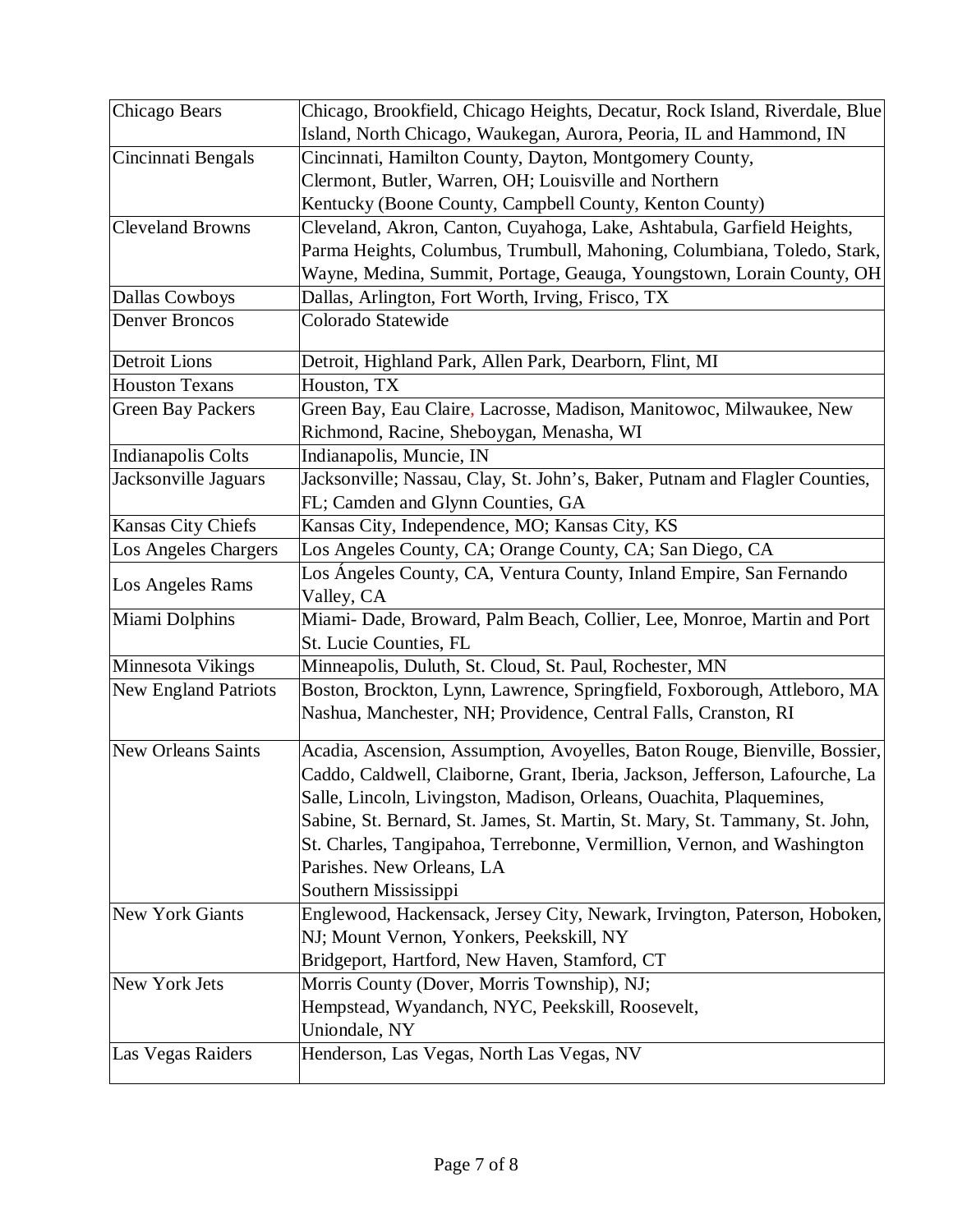| Chicago Bears | Chicago, Brookfield, Chicago Heights, Decatur, Rock Island, Riverdale, Blue Island, North Chicago, Waukegan, Aurora, Peoria, IL and Hammond, IN |
|---|---|
| Cincinnati Bengals | Cincinnati, Hamilton County, Dayton, Montgomery County, Clermont, Butler, Warren, OH; Louisville and Northern Kentucky (Boone County, Campbell County, Kenton County) |
| Cleveland Browns | Cleveland, Akron, Canton, Cuyahoga, Lake, Ashtabula, Garfield Heights, Parma Heights, Columbus, Trumbull, Mahoning, Columbiana, Toledo, Stark, Wayne, Medina, Summit, Portage, Geauga, Youngstown, Lorain County, OH |
| Dallas Cowboys | Dallas, Arlington, Fort Worth, Irving, Frisco, TX |
| Denver Broncos | Colorado Statewide |
| Detroit Lions | Detroit, Highland Park, Allen Park, Dearborn, Flint, MI |
| Houston Texans | Houston, TX |
| Green Bay Packers | Green Bay, Eau Claire, Lacrosse, Madison, Manitowoc, Milwaukee, New Richmond, Racine, Sheboygan, Menasha, WI |
| Indianapolis Colts | Indianapolis, Muncie, IN |
| Jacksonville Jaguars | Jacksonville; Nassau, Clay, St. John's, Baker, Putnam and Flagler Counties, FL; Camden and Glynn Counties, GA |
| Kansas City Chiefs | Kansas City, Independence, MO; Kansas City, KS |
| Los Angeles Chargers | Los Angeles County, CA; Orange County, CA; San Diego, CA |
| Los Angeles Rams | Los Ángeles County, CA, Ventura County, Inland Empire, San Fernando Valley, CA |
| Miami Dolphins | Miami- Dade, Broward, Palm Beach, Collier, Lee, Monroe, Martin and Port St. Lucie Counties, FL |
| Minnesota Vikings | Minneapolis, Duluth, St. Cloud, St. Paul, Rochester, MN |
| New England Patriots | Boston, Brockton, Lynn, Lawrence, Springfield, Foxborough, Attleboro, MA Nashua, Manchester, NH; Providence, Central Falls, Cranston, RI |
| New Orleans Saints | Acadia, Ascension, Assumption, Avoyelles, Baton Rouge, Bienville, Bossier, Caddo, Caldwell, Claiborne, Grant, Iberia, Jackson, Jefferson, Lafourche, La Salle, Lincoln, Livingston, Madison, Orleans, Ouachita, Plaquemines, Sabine, St. Bernard, St. James, St. Martin, St. Mary, St. Tammany, St. John, St. Charles, Tangipahoa, Terrebonne, Vermillion, Vernon, and Washington Parishes. New Orleans, LA Southern Mississippi |
| New York Giants | Englewood, Hackensack, Jersey City, Newark, Irvington, Paterson, Hoboken, NJ; Mount Vernon, Yonkers, Peekskill, NY Bridgeport, Hartford, New Haven, Stamford, CT |
| New York Jets | Morris County (Dover, Morris Township), NJ; Hempstead, Wyandanch, NYC, Peekskill, Roosevelt, Uniondale, NY |
| Las Vegas Raiders | Henderson, Las Vegas, North Las Vegas, NV |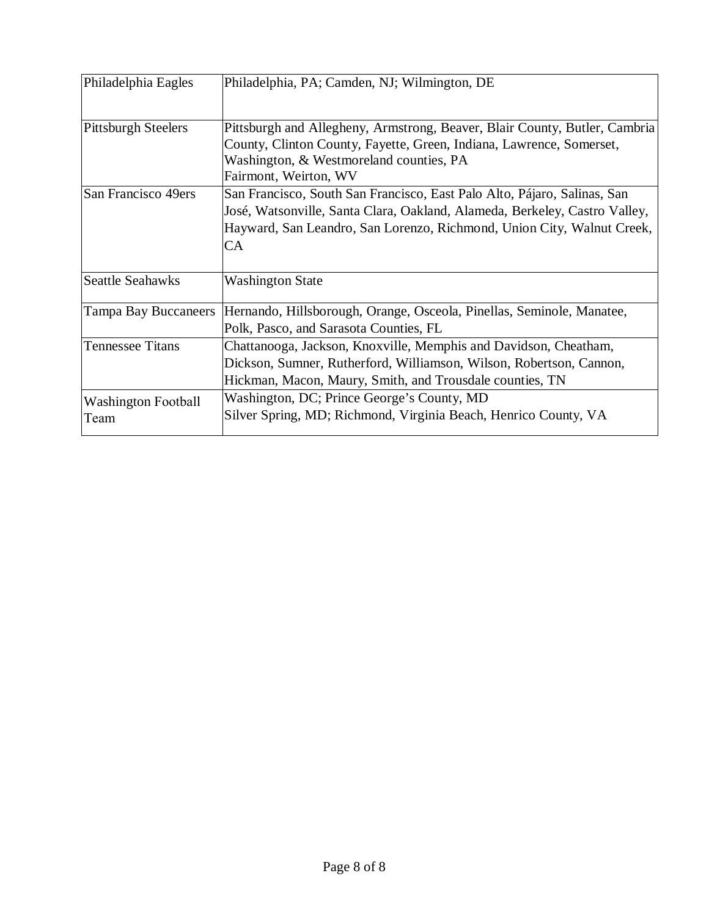| | |
|---|---|
| Philadelphia Eagles | Philadelphia, PA; Camden, NJ; Wilmington, DE |
| Pittsburgh Steelers | Pittsburgh and Allegheny, Armstrong, Beaver, Blair County, Butler, Cambria County, Clinton County, Fayette, Green, Indiana, Lawrence, Somerset, Washington, & Westmoreland counties, PA<br>Fairmont, Weirton, WV |
| San Francisco 49ers | San Francisco, South San Francisco, East Palo Alto, Pájaro, Salinas, San José, Watsonville, Santa Clara, Oakland, Alameda, Berkeley, Castro Valley, Hayward, San Leandro, San Lorenzo, Richmond, Union City, Walnut Creek, CA |
| Seattle Seahawks | Washington State |
| Tampa Bay Buccaneers | Hernando, Hillsborough, Orange, Osceola, Pinellas, Seminole, Manatee, Polk, Pasco, and Sarasota Counties, FL |
| Tennessee Titans | Chattanooga, Jackson, Knoxville, Memphis and Davidson, Cheatham, Dickson, Sumner, Rutherford, Williamson, Wilson, Robertson, Cannon, Hickman, Macon, Maury, Smith, and Trousdale counties, TN |
| Washington Football Team | Washington, DC; Prince George's County, MD<br>Silver Spring, MD; Richmond, Virginia Beach, Henrico County, VA |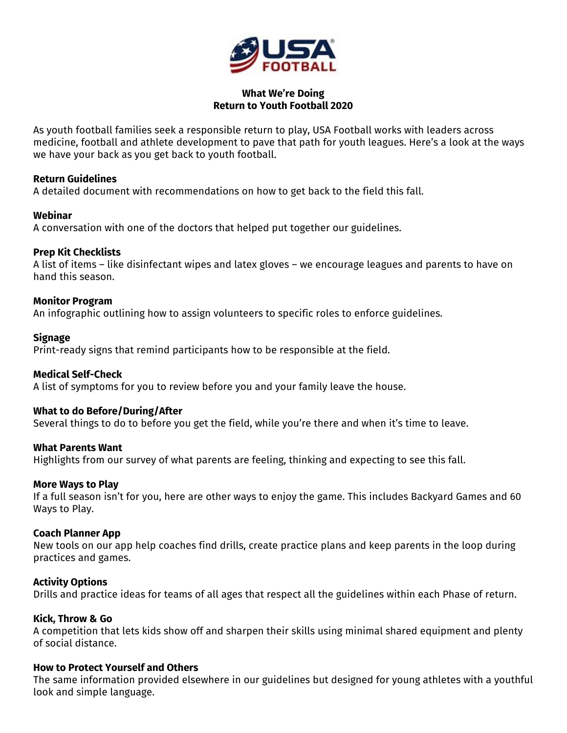# What We're Doing
## Return to Youth Football 2020

As youth football families seek a responsible return to play, USA Football works with leaders across medicine, football and athlete development to pave that path for youth leagues. Here's a look at the ways we have your back as you get back to youth football.

**Return Guidelines**
A detailed document with recommendations on how to get back to the field this fall.

**Webinar**
A conversation with one of the doctors that helped put together our guidelines.

**Prep Kit Checklists**
A list of items – like disinfectant wipes and latex gloves – we encourage leagues and parents to have on hand this season.

**Monitor Program**
An infographic outlining how to assign volunteers to specific roles to enforce guidelines.

**Signage**
Print-ready signs that remind participants how to be responsible at the field.

**Medical Self-Check**
A list of symptoms for you to review before you and your family leave the house.

**What to do Before/During/After**
Several things to do to before you get the field, while you're there and when it's time to leave.

**What Parents Want**
Highlights from our survey of what parents are feeling, thinking and expecting to see this fall.

**More Ways to Play**
If a full season isn't for you, here are other ways to enjoy the game. This includes Backyard Games and 60 Ways to Play.

**Coach Planner App**
New tools on our app help coaches find drills, create practice plans and keep parents in the loop during practices and games.

**Activity Options**
Drills and practice ideas for teams of all ages that respect all the guidelines within each Phase of return.

**Kick, Throw & Go**
A competition that lets kids show off and sharpen their skills using minimal shared equipment and plenty of social distance.

**How to Protect Yourself and Others**
The same information provided elsewhere in our guidelines but designed for young athletes with a youthful look and simple language.